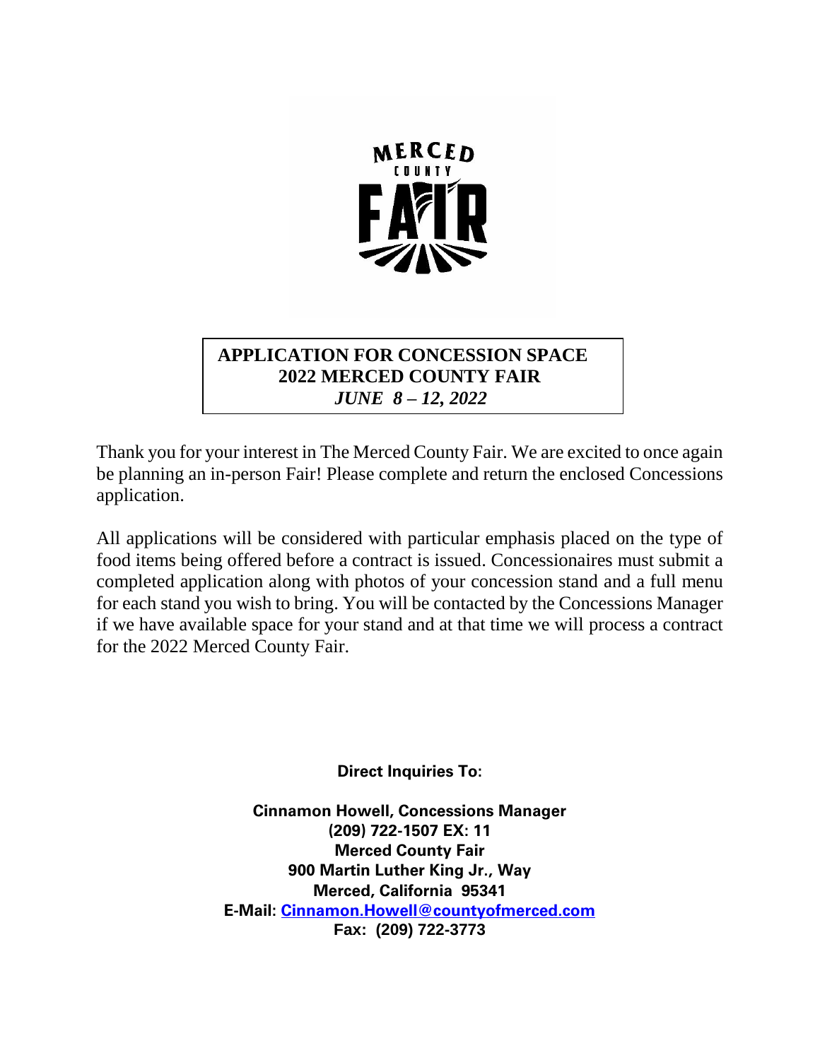# APPLICATION FOR CONCESSION SPACE
## 2022 MERCED COUNTY FAIR
### *JUNE 8 – 12, 2022*

Thank you for your interest in The Merced County Fair. We are excited to once again be planning an in-person Fair! Please complete and return the enclosed Concessions application.

All applications will be considered with particular emphasis placed on the type of food items being offered before a contract is issued. Concessionaires must submit a completed application along with photos of your concession stand and a full menu for each stand you wish to bring. You will be contacted by the Concessions Manager if we have available space for your stand and at that time we will process a contract for the 2022 Merced County Fair.

**Direct Inquiries To:**

**Cinnamon Howell, Concessions Manager**
**(209) 722-1507 EX: 11**
**Merced County Fair**
**900 Martin Luther King Jr., Way**
**Merced, California 95341**
**E-Mail: Cinnamon.Howell@countyofmerced.com**
**Fax: (209) 722-3773**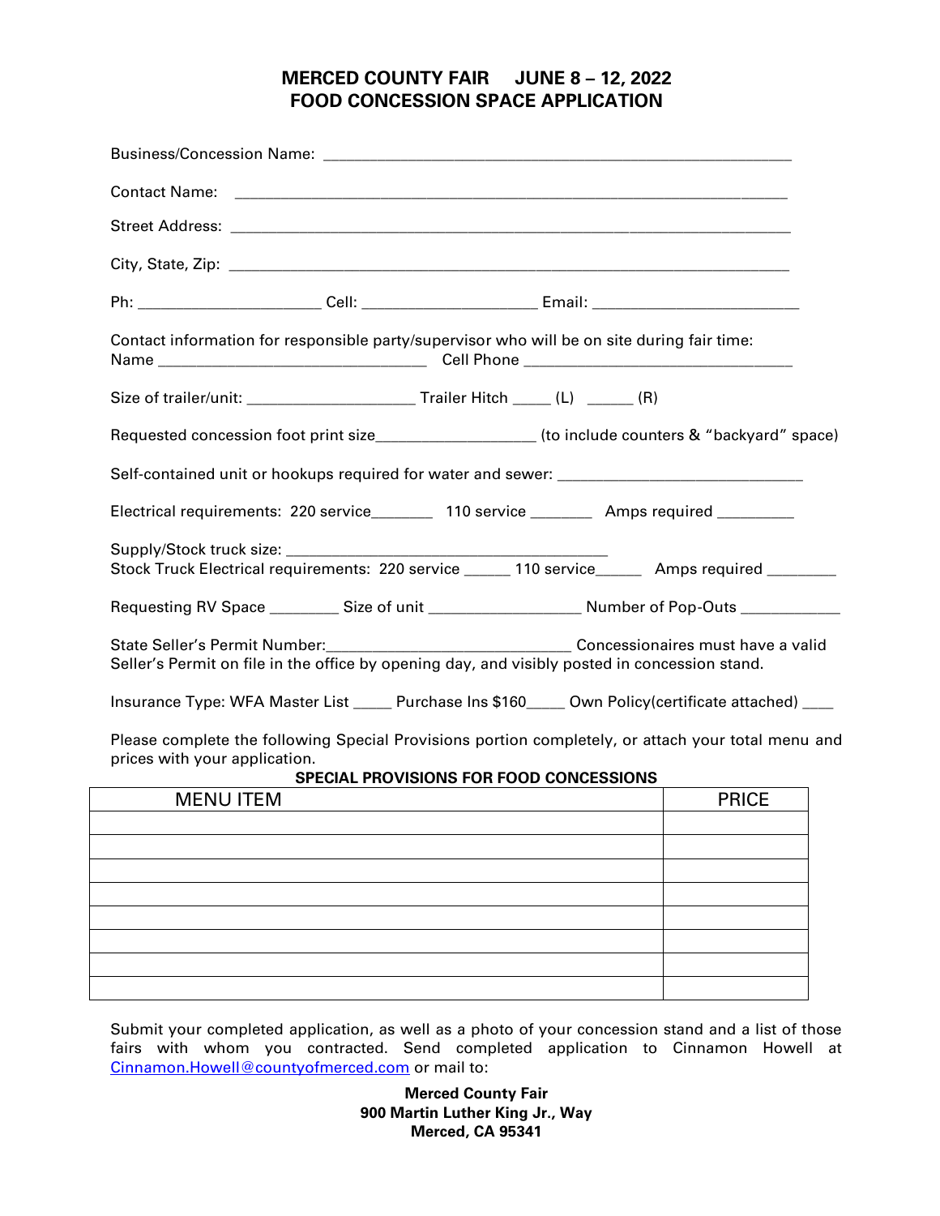# MERCED COUNTY FAIR JUNE 8 – 12, 2022
# FOOD CONCESSION SPACE APPLICATION

Business/Concession Name: ______________________________________________________________

Contact Name: ______________________________________________________________

Street Address: ______________________________________________________________

City, State, Zip: ______________________________________________________________

Ph: ______________________ Cell: _____________________ Email: _________________________

Contact information for responsible party/supervisor who will be on site during fair time:
Name _________________________________ Cell Phone _________________________________

Size of trailer/unit: ____________________ Trailer Hitch _____ (L) ______ (R)

Requested concession foot print size___________________ (to include counters & "backyard" space)

Self-contained unit or hookups required for water and sewer: ______________________________

Electrical requirements: 220 service________ 110 service ________ Amps required _________

Supply/Stock truck size: ________________________________________
Stock Truck Electrical requirements: 220 service ______ 110 service______ Amps required ________

Requesting RV Space _________ Size of unit __________________ Number of Pop-Outs ____________

State Seller's Permit Number:______________________________ Concessionaires must have a valid Seller's Permit on file in the office by opening day, and visibly posted in concession stand.

Insurance Type: WFA Master List _____ Purchase Ins $160_____ Own Policy(certificate attached) ____

Please complete the following Special Provisions portion completely, or attach your total menu and prices with your application.

**SPECIAL PROVISIONS FOR FOOD CONCESSIONS**

| MENU ITEM | PRICE |
|---|---|
| | |
| | |
| | |
| | |
| | |
| | |
| | |
| | |

Submit your completed application, as well as a photo of your concession stand and a list of those fairs with whom you contracted. Send completed application to Cinnamon Howell at Cinnamon.Howell@countyofmerced.com or mail to:

**Merced County Fair**
**900 Martin Luther King Jr., Way**
**Merced, CA 95341**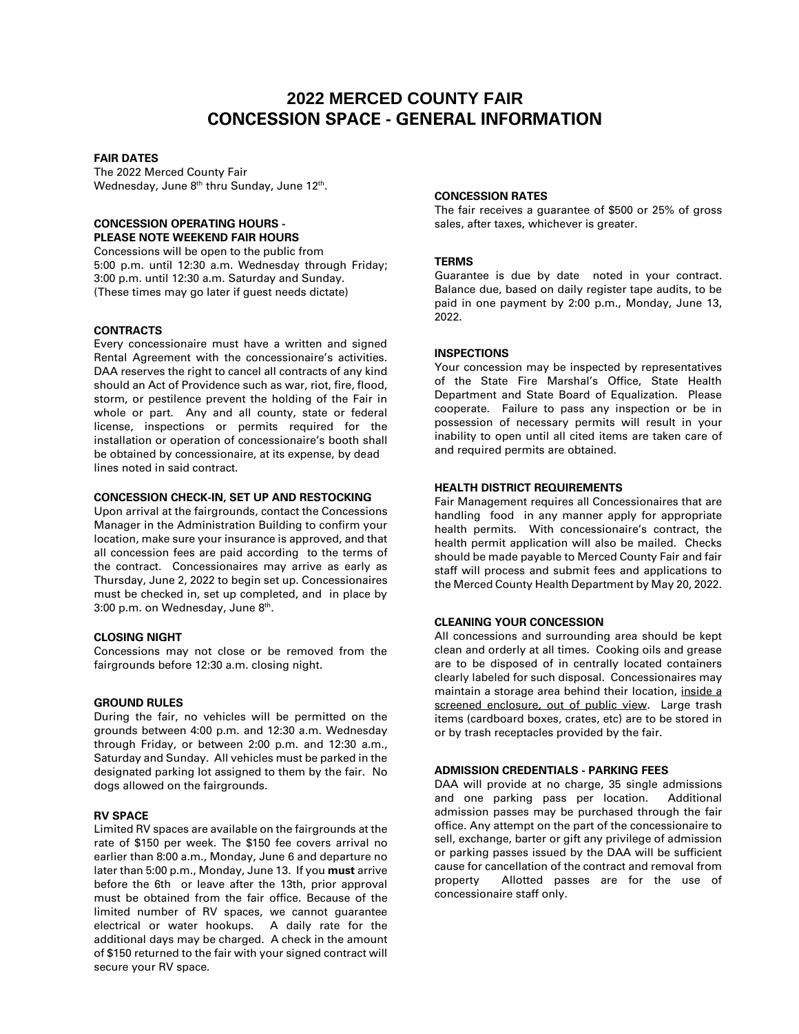# 2022 MERCED COUNTY FAIR
# CONCESSION SPACE - GENERAL INFORMATION

**FAIR DATES**

The 2022 Merced County Fair
Wednesday, June 8th thru Sunday, June 12th.

**CONCESSION OPERATING HOURS - PLEASE NOTE WEEKEND FAIR HOURS**

Concessions will be open to the public from
5:00 p.m. until 12:30 a.m. Wednesday through Friday;
3:00 p.m. until 12:30 a.m. Saturday and Sunday.
(These times may go later if guest needs dictate)

**CONTRACTS**

Every concessionaire must have a written and signed Rental Agreement with the concessionaire's activities. DAA reserves the right to cancel all contracts of any kind should an Act of Providence such as war, riot, fire, flood, storm, or pestilence prevent the holding of the Fair in whole or part. Any and all county, state or federal license, inspections or permits required for the installation or operation of concessionaire's booth shall be obtained by concessionaire, at its expense, by dead lines noted in said contract.

**CONCESSION CHECK-IN, SET UP AND RESTOCKING**

Upon arrival at the fairgrounds, contact the Concessions Manager in the Administration Building to confirm your location, make sure your insurance is approved, and that all concession fees are paid according to the terms of the contract. Concessionaires may arrive as early as Thursday, June 2, 2022 to begin set up. Concessionaires must be checked in, set up completed, and in place by 3:00 p.m. on Wednesday, June 8th.

**CLOSING NIGHT**

Concessions may not close or be removed from the fairgrounds before 12:30 a.m. closing night.

**GROUND RULES**

During the fair, no vehicles will be permitted on the grounds between 4:00 p.m. and 12:30 a.m. Wednesday through Friday, or between 2:00 p.m. and 12:30 a.m., Saturday and Sunday. All vehicles must be parked in the designated parking lot assigned to them by the fair. No dogs allowed on the fairgrounds.

**RV SPACE**

Limited RV spaces are available on the fairgrounds at the rate of $150 per week. The $150 fee covers arrival no earlier than 8:00 a.m., Monday, June 6 and departure no later than 5:00 p.m., Monday, June 13. If you **must** arrive before the 6th or leave after the 13th, prior approval must be obtained from the fair office. Because of the limited number of RV spaces, we cannot guarantee electrical or water hookups. A daily rate for the additional days may be charged. A check in the amount of $150 returned to the fair with your signed contract will secure your RV space.

**CONCESSION RATES**

The fair receives a guarantee of $500 or 25% of gross sales, after taxes, whichever is greater.

**TERMS**

Guarantee is due by date noted in your contract. Balance due, based on daily register tape audits, to be paid in one payment by 2:00 p.m., Monday, June 13, 2022.

**INSPECTIONS**

Your concession may be inspected by representatives of the State Fire Marshal's Office, State Health Department and State Board of Equalization. Please cooperate. Failure to pass any inspection or be in possession of necessary permits will result in your inability to open until all cited items are taken care of and required permits are obtained.

**HEALTH DISTRICT REQUIREMENTS**

Fair Management requires all Concessionaires that are handling food in any manner apply for appropriate health permits. With concessionaire's contract, the health permit application will also be mailed. Checks should be made payable to Merced County Fair and fair staff will process and submit fees and applications to the Merced County Health Department by May 20, 2022.

**CLEANING YOUR CONCESSION**

All concessions and surrounding area should be kept clean and orderly at all times. Cooking oils and grease are to be disposed of in centrally located containers clearly labeled for such disposal. Concessionaires may maintain a storage area behind their location, <u>inside a screened enclosure, out of public view</u>. Large trash items (cardboard boxes, crates, etc) are to be stored in or by trash receptacles provided by the fair.

**ADMISSION CREDENTIALS - PARKING FEES**

DAA will provide at no charge, 35 single admissions and one parking pass per location. Additional admission passes may be purchased through the fair office. Any attempt on the part of the concessionaire to sell, exchange, barter or gift any privilege of admission or parking passes issued by the DAA will be sufficient cause for cancellation of the contract and removal from property Allotted passes are for the use of concessionaire staff only.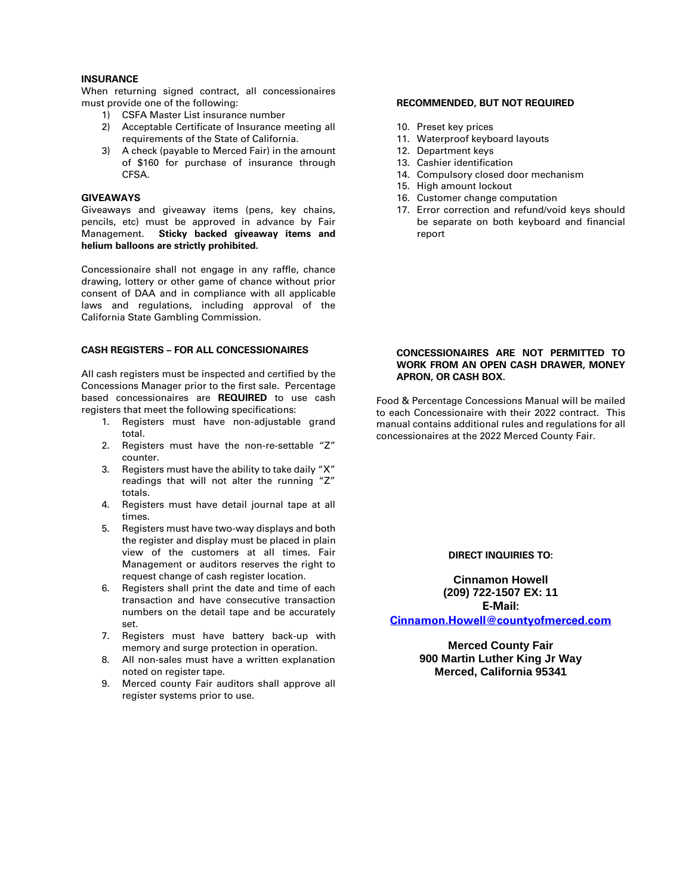**INSURANCE**

When returning signed contract, all concessionaires must provide one of the following:

1) CSFA Master List insurance number
2) Acceptable Certificate of Insurance meeting all requirements of the State of California.
3) A check (payable to Merced Fair) in the amount of $160 for purchase of insurance through CFSA.

**GIVEAWAYS**

Giveaways and giveaway items (pens, key chains, pencils, etc) must be approved in advance by Fair Management. **Sticky backed giveaway items and helium balloons are strictly prohibited.**

Concessionaire shall not engage in any raffle, chance drawing, lottery or other game of chance without prior consent of DAA and in compliance with all applicable laws and regulations, including approval of the California State Gambling Commission.

**CASH REGISTERS – FOR ALL CONCESSIONAIRES**

All cash registers must be inspected and certified by the Concessions Manager prior to the first sale. Percentage based concessionaires are **REQUIRED** to use cash registers that meet the following specifications:

1. Registers must have non-adjustable grand total.
2. Registers must have the non-re-settable "Z" counter.
3. Registers must have the ability to take daily "X" readings that will not alter the running "Z" totals.
4. Registers must have detail journal tape at all times.
5. Registers must have two-way displays and both the register and display must be placed in plain view of the customers at all times. Fair Management or auditors reserves the right to request change of cash register location.
6. Registers shall print the date and time of each transaction and have consecutive transaction numbers on the detail tape and be accurately set.
7. Registers must have battery back-up with memory and surge protection in operation.
8. All non-sales must have a written explanation noted on register tape.
9. Merced county Fair auditors shall approve all register systems prior to use.

**RECOMMENDED, BUT NOT REQUIRED**

10. Preset key prices
11. Waterproof keyboard layouts
12. Department keys
13. Cashier identification
14. Compulsory closed door mechanism
15. High amount lockout
16. Customer change computation
17. Error correction and refund/void keys should be separate on both keyboard and financial report

**CONCESSIONAIRES ARE NOT PERMITTED TO WORK FROM AN OPEN CASH DRAWER, MONEY APRON, OR CASH BOX.**

Food & Percentage Concessions Manual will be mailed to each Concessionaire with their 2022 contract. This manual contains additional rules and regulations for all concessionaires at the 2022 Merced County Fair.

**DIRECT INQUIRIES TO:**

**Cinnamon Howell**
**(209) 722-1507 EX: 11**
**E-Mail:**
**Cinnamon.Howell@countyofmerced.com**

**Merced County Fair**
**900 Martin Luther King Jr Way**
**Merced, California 95341**